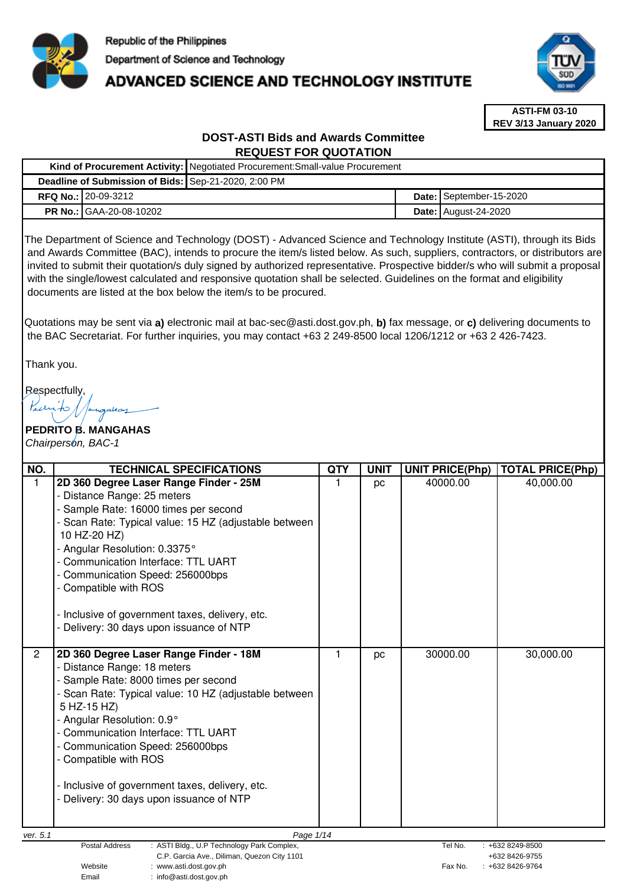Republic of the Philippines

Department of Science and Technology

# ADVANCED SCIENCE AND TECHNOLOGY INSTITUTE

**ASTI-FM 03-10**
**REV 3/13 January 2020**

## DOST-ASTI Bids and Awards Committee
## REQUEST FOR QUOTATION

| **Kind of Procurement Activity:** | Negotiated Procurement:Small-value Procurement | | |
|---|---|---|---|
| **Deadline of Submission of Bids:** | Sep-21-2020, 2:00 PM | | |
| **RFQ No.:** | 20-09-3212 | **Date:** | September-15-2020 |
| **PR No.:** | GAA-20-08-10202 | **Date:** | August-24-2020 |

The Department of Science and Technology (DOST) - Advanced Science and Technology Institute (ASTI), through its Bids and Awards Committee (BAC), intends to procure the item/s listed below. As such, suppliers, contractors, or distributors are invited to submit their quotation/s duly signed by authorized representative. Prospective bidder/s who will submit a proposal with the single/lowest calculated and responsive quotation shall be selected. Guidelines on the format and eligibility documents are listed at the box below the item/s to be procured.

Quotations may be sent via **a)** electronic mail at bac-sec@asti.dost.gov.ph, **b)** fax message, or **c)** delivering documents to the BAC Secretariat. For further inquiries, you may contact +63 2 249-8500 local 1206/1212 or +63 2 426-7423.

Thank you.

Respectfully,

**PEDRITO B. MANGAHAS**
*Chairperson, BAC-1*

| NO. | TECHNICAL SPECIFICATIONS | QTY | UNIT | UNIT PRICE(Php) | TOTAL PRICE(Php) |
|---|---|---|---|---|---|
| 1 | **2D 360 Degree Laser Range Finder - 25M**<br>- Distance Range: 25 meters<br>- Sample Rate: 16000 times per second<br>- Scan Rate: Typical value: 15 HZ (adjustable between 10 HZ-20 HZ)<br>- Angular Resolution: 0.3375°<br>- Communication Interface: TTL UART<br>- Communication Speed: 256000bps<br>- Compatible with ROS<br><br>- Inclusive of government taxes, delivery, etc.<br>- Delivery: 30 days upon issuance of NTP | 1 | pc | 40000.00 | 40,000.00 |
| 2 | **2D 360 Degree Laser Range Finder - 18M**<br>- Distance Range: 18 meters<br>- Sample Rate: 8000 times per second<br>- Scan Rate: Typical value: 10 HZ (adjustable between 5 HZ-15 HZ)<br>- Angular Resolution: 0.9°<br>- Communication Interface: TTL UART<br>- Communication Speed: 256000bps<br>- Compatible with ROS<br><br>- Inclusive of government taxes, delivery, etc.<br>- Delivery: 30 days upon issuance of NTP | 1 | pc | 30000.00 | 30,000.00 |

ver. 5.1

Postal Address : ASTI Bldg., U.P Technology Park Complex, C.P. Garcia Ave., Diliman, Quezon City 1101
Website : www.asti.dost.gov.ph
Email : info@asti.dost.gov.ph
Tel No. : +632 8249-8500, +632 8426-9755
Fax No. : +632 8426-9764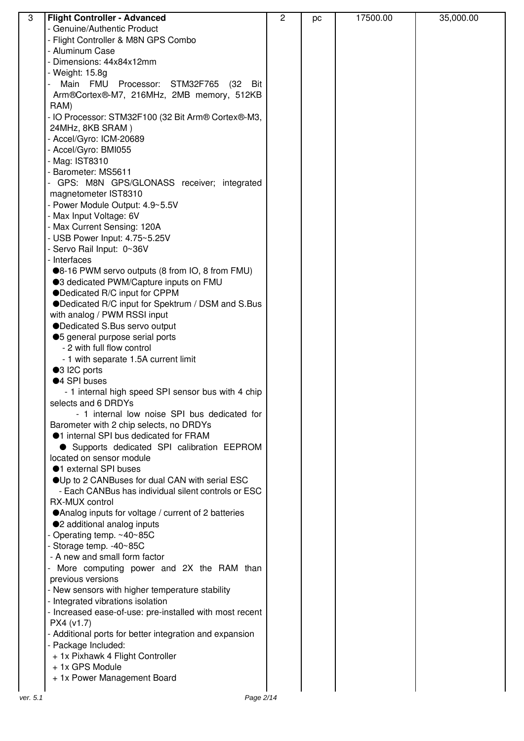| 3 | **Flight Controller - Advanced**<br>- Genuine/Authentic Product<br>- Flight Controller & M8N GPS Combo<br>- Aluminum Case<br>- Dimensions: 44x84x12mm<br>- Weight: 15.8g<br>- Main FMU Processor: STM32F765 (32 Bit Arm®Cortex®-M7, 216MHz, 2MB memory, 512KB RAM)<br>- IO Processor: STM32F100 (32 Bit Arm® Cortex®-M3, 24MHz, 8KB SRAM )<br>- Accel/Gyro: ICM-20689<br>- Accel/Gyro: BMI055<br>- Mag: IST8310<br>- Barometer: MS5611<br>- GPS: M8N GPS/GLONASS receiver; integrated magnetometer IST8310<br>- Power Module Output: 4.9~5.5V<br>- Max Input Voltage: 6V<br>- Max Current Sensing: 120A<br>- USB Power Input: 4.75~5.25V<br>- Servo Rail Input: 0~36V<br>- Interfaces<br>●8-16 PWM servo outputs (8 from IO, 8 from FMU)<br>●3 dedicated PWM/Capture inputs on FMU<br>●Dedicated R/C input for CPPM<br>●Dedicated R/C input for Spektrum / DSM and S.Bus with analog / PWM RSSI input<br>●Dedicated S.Bus servo output<br>●5 general purpose serial ports<br>- 2 with full flow control<br>- 1 with separate 1.5A current limit<br>●3 I2C ports<br>●4 SPI buses<br>- 1 internal high speed SPI sensor bus with 4 chip selects and 6 DRDYs<br>- 1 internal low noise SPI bus dedicated for Barometer with 2 chip selects, no DRDYs<br>●1 internal SPI bus dedicated for FRAM<br>● Supports dedicated SPI calibration EEPROM located on sensor module<br>●1 external SPI buses<br>●Up to 2 CANBuses for dual CAN with serial ESC<br>- Each CANBus has individual silent controls or ESC RX-MUX control<br>●Analog inputs for voltage / current of 2 batteries<br>●2 additional analog inputs<br>- Operating temp. ~40~85C<br>- Storage temp. -40~85C<br>- A new and small form factor<br>- More computing power and 2X the RAM than previous versions<br>- New sensors with higher temperature stability<br>- Integrated vibrations isolation<br>- Increased ease-of-use: pre-installed with most recent PX4 (v1.7)<br>- Additional ports for better integration and expansion<br>- Package Included:<br>+ 1x Pixhawk 4 Flight Controller<br>+ 1x GPS Module<br>+ 1x Power Management Board | 2 | pc | 17500.00 | 35,000.00 |
|---|---|---|---|---|---|

ver. 5.1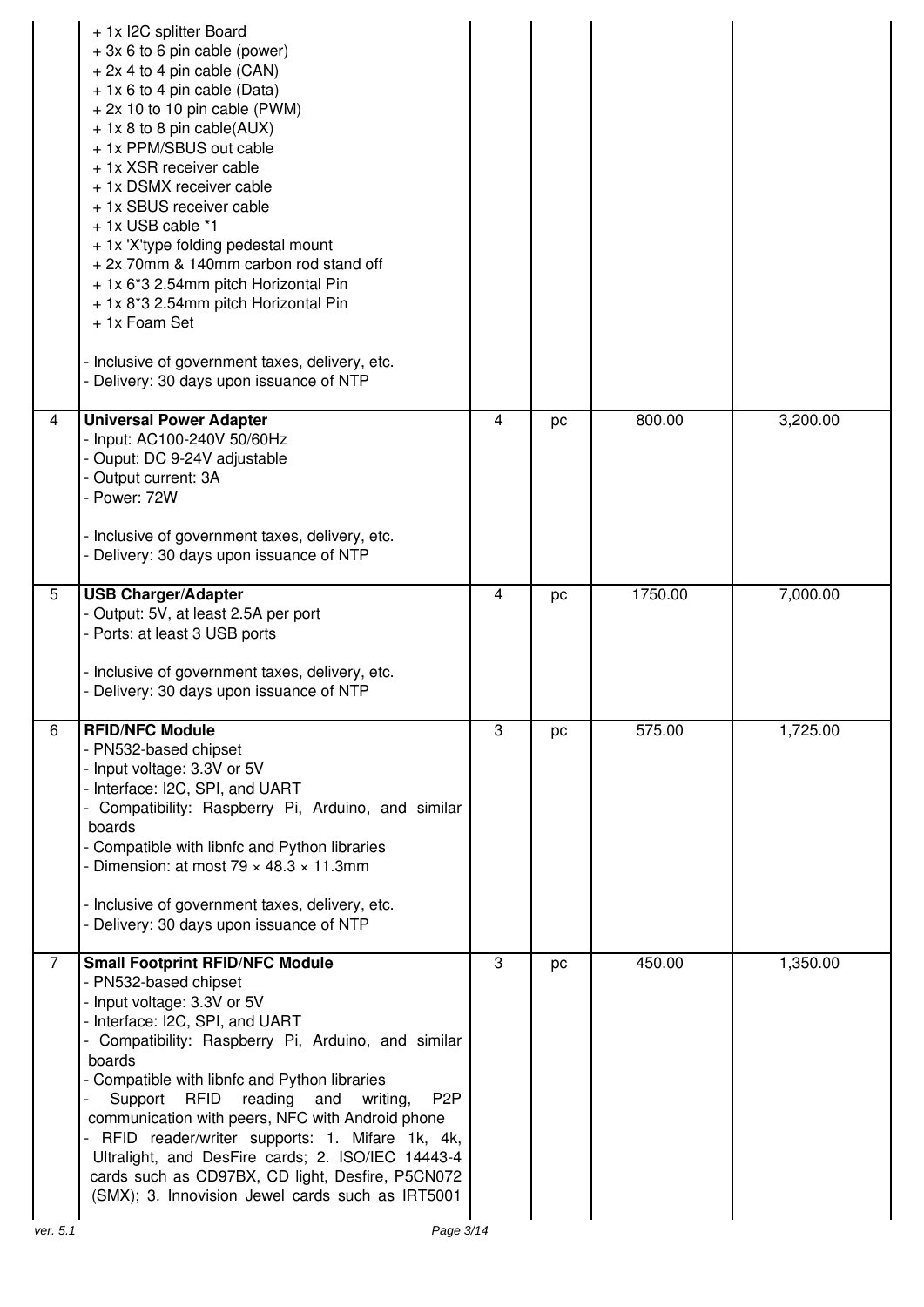| | | | | | |
|---|---|---|---|---|---|
| | + 1x I2C splitter Board<br>+ 3x 6 to 6 pin cable (power)<br>+ 2x 4 to 4 pin cable (CAN)<br>+ 1x 6 to 4 pin cable (Data)<br>+ 2x 10 to 10 pin cable (PWM)<br>+ 1x 8 to 8 pin cable(AUX)<br>+ 1x PPM/SBUS out cable<br>+ 1x XSR receiver cable<br>+ 1x DSMX receiver cable<br>+ 1x SBUS receiver cable<br>+ 1x USB cable *1<br>+ 1x 'X'type folding pedestal mount<br>+ 2x 70mm & 140mm carbon rod stand off<br>+ 1x 6*3 2.54mm pitch Horizontal Pin<br>+ 1x 8*3 2.54mm pitch Horizontal Pin<br>+ 1x Foam Set<br><br>- Inclusive of government taxes, delivery, etc.<br>- Delivery: 30 days upon issuance of NTP | | | | |
| 4 | **Universal Power Adapter**<br>- Input: AC100-240V 50/60Hz<br>- Ouput: DC 9-24V adjustable<br>- Output current: 3A<br>- Power: 72W<br><br>- Inclusive of government taxes, delivery, etc.<br>- Delivery: 30 days upon issuance of NTP | 4 | pc | 800.00 | 3,200.00 |
| 5 | **USB Charger/Adapter**<br>- Output: 5V, at least 2.5A per port<br>- Ports: at least 3 USB ports<br><br>- Inclusive of government taxes, delivery, etc.<br>- Delivery: 30 days upon issuance of NTP | 4 | pc | 1750.00 | 7,000.00 |
| 6 | **RFID/NFC Module**<br>- PN532-based chipset<br>- Input voltage: 3.3V or 5V<br>- Interface: I2C, SPI, and UART<br>- Compatibility: Raspberry Pi, Arduino, and similar boards<br>- Compatible with libnfc and Python libraries<br>- Dimension: at most 79 × 48.3 × 11.3mm<br><br>- Inclusive of government taxes, delivery, etc.<br>- Delivery: 30 days upon issuance of NTP | 3 | pc | 575.00 | 1,725.00 |
| 7 | **Small Footprint RFID/NFC Module**<br>- PN532-based chipset<br>- Input voltage: 3.3V or 5V<br>- Interface: I2C, SPI, and UART<br>- Compatibility: Raspberry Pi, Arduino, and similar boards<br>- Compatible with libnfc and Python libraries<br>- Support RFID reading and writing, P2P communication with peers, NFC with Android phone<br>- RFID reader/writer supports: 1. Mifare 1k, 4k, Ultralight, and DesFire cards; 2. ISO/IEC 14443-4 cards such as CD97BX, CD light, Desfire, P5CN072 (SMX); 3. Innovision Jewel cards such as IRT5001 | 3 | pc | 450.00 | 1,350.00 |

ver. 5.1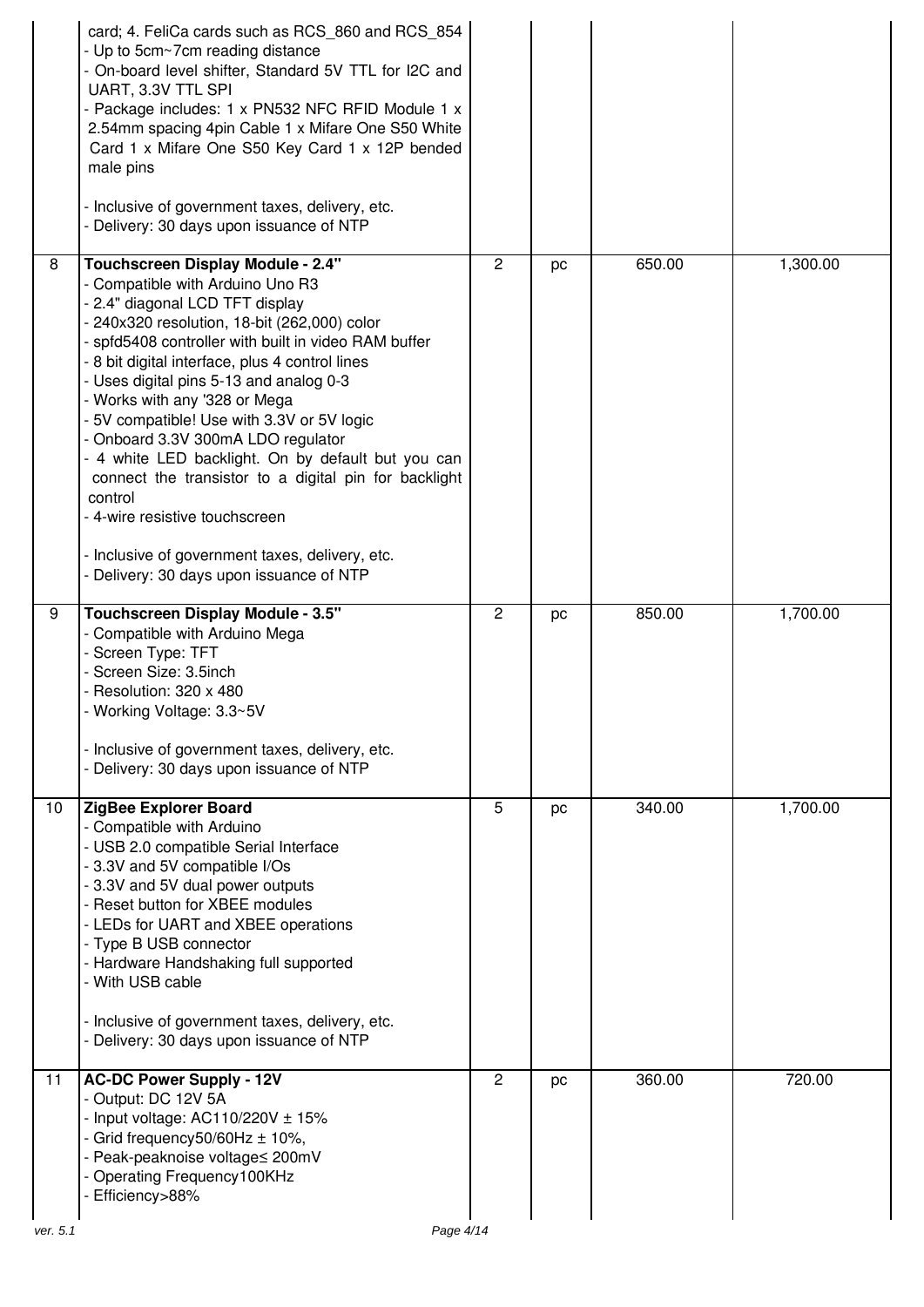| | | | | | |
|---|---|---|---|---|---|
| | card; 4. FeliCa cards such as RCS_860 and RCS_854<br>- Up to 5cm~7cm reading distance<br>- On-board level shifter, Standard 5V TTL for I2C and UART, 3.3V TTL SPI<br>- Package includes: 1 x PN532 NFC RFID Module 1 x 2.54mm spacing 4pin Cable 1 x Mifare One S50 White Card 1 x Mifare One S50 Key Card 1 x 12P bended male pins<br><br>- Inclusive of government taxes, delivery, etc.<br>- Delivery: 30 days upon issuance of NTP | | | | |
| 8 | **Touchscreen Display Module - 2.4"**<br>- Compatible with Arduino Uno R3<br>- 2.4" diagonal LCD TFT display<br>- 240x320 resolution, 18-bit (262,000) color<br>- spfd5408 controller with built in video RAM buffer<br>- 8 bit digital interface, plus 4 control lines<br>- Uses digital pins 5-13 and analog 0-3<br>- Works with any '328 or Mega<br>- 5V compatible! Use with 3.3V or 5V logic<br>- Onboard 3.3V 300mA LDO regulator<br>- 4 white LED backlight. On by default but you can connect the transistor to a digital pin for backlight control<br>- 4-wire resistive touchscreen<br><br>- Inclusive of government taxes, delivery, etc.<br>- Delivery: 30 days upon issuance of NTP | 2 | pc | 650.00 | 1,300.00 |
| 9 | **Touchscreen Display Module - 3.5"**<br>- Compatible with Arduino Mega<br>- Screen Type: TFT<br>- Screen Size: 3.5inch<br>- Resolution: 320 x 480<br>- Working Voltage: 3.3~5V<br><br>- Inclusive of government taxes, delivery, etc.<br>- Delivery: 30 days upon issuance of NTP | 2 | pc | 850.00 | 1,700.00 |
| 10 | **ZigBee Explorer Board**<br>- Compatible with Arduino<br>- USB 2.0 compatible Serial Interface<br>- 3.3V and 5V compatible I/Os<br>- 3.3V and 5V dual power outputs<br>- Reset button for XBEE modules<br>- LEDs for UART and XBEE operations<br>- Type B USB connector<br>- Hardware Handshaking full supported<br>- With USB cable<br><br>- Inclusive of government taxes, delivery, etc.<br>- Delivery: 30 days upon issuance of NTP | 5 | pc | 340.00 | 1,700.00 |
| 11 | **AC-DC Power Supply - 12V**<br>- Output: DC 12V 5A<br>- Input voltage: AC110/220V ± 15%<br>- Grid frequency50/60Hz ± 10%,<br>- Peak-peaknoise voltage≤ 200mV<br>- Operating Frequency100KHz<br>- Efficiency>88% | 2 | pc | 360.00 | 720.00 |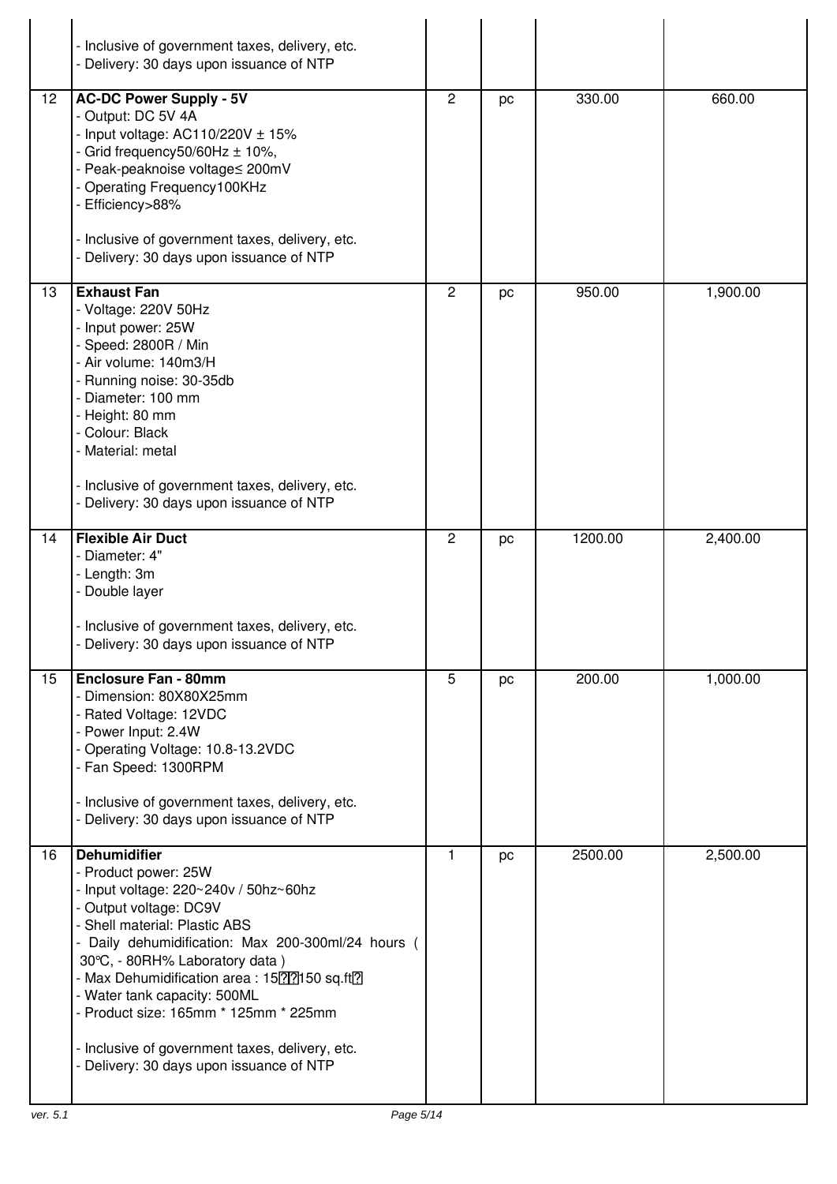| | | | | | |
|---|---|---|---|---|---|
| | - Inclusive of government taxes, delivery, etc.<br>- Delivery: 30 days upon issuance of NTP | | | | |
| 12 | **AC-DC Power Supply - 5V**<br>- Output: DC 5V 4A<br>- Input voltage: AC110/220V ± 15%<br>- Grid frequency50/60Hz ± 10%,<br>- Peak-peaknoise voltage≤ 200mV<br>- Operating Frequency100KHz<br>- Efficiency>88%<br><br>- Inclusive of government taxes, delivery, etc.<br>- Delivery: 30 days upon issuance of NTP | 2 | pc | 330.00 | 660.00 |
| 13 | **Exhaust Fan**<br>- Voltage: 220V 50Hz<br>- Input power: 25W<br>- Speed: 2800R / Min<br>- Air volume: 140m3/H<br>- Running noise: 30-35db<br>- Diameter: 100 mm<br>- Height: 80 mm<br>- Colour: Black<br>- Material: metal<br><br>- Inclusive of government taxes, delivery, etc.<br>- Delivery: 30 days upon issuance of NTP | 2 | pc | 950.00 | 1,900.00 |
| 14 | **Flexible Air Duct**<br>- Diameter: 4"<br>- Length: 3m<br>- Double layer<br><br>- Inclusive of government taxes, delivery, etc.<br>- Delivery: 30 days upon issuance of NTP | 2 | pc | 1200.00 | 2,400.00 |
| 15 | **Enclosure Fan - 80mm**<br>- Dimension: 80X80X25mm<br>- Rated Voltage: 12VDC<br>- Power Input: 2.4W<br>- Operating Voltage: 10.8-13.2VDC<br>- Fan Speed: 1300RPM<br><br>- Inclusive of government taxes, delivery, etc.<br>- Delivery: 30 days upon issuance of NTP | 5 | pc | 200.00 | 1,000.00 |
| 16 | **Dehumidifier**<br>- Product power: 25W<br>- Input voltage: 220~240v / 50hz~60hz<br>- Output voltage: DC9V<br>- Shell material: Plastic ABS<br>- Daily dehumidification: Max 200-300ml/24 hours ( 30℃, - 80RH% Laboratory data )<br>- Max Dehumidification area : 15??150 sq.ft?<br>- Water tank capacity: 500ML<br>- Product size: 165mm * 125mm * 225mm<br><br>- Inclusive of government taxes, delivery, etc.<br>- Delivery: 30 days upon issuance of NTP | 1 | pc | 2500.00 | 2,500.00 |

ver. 5.1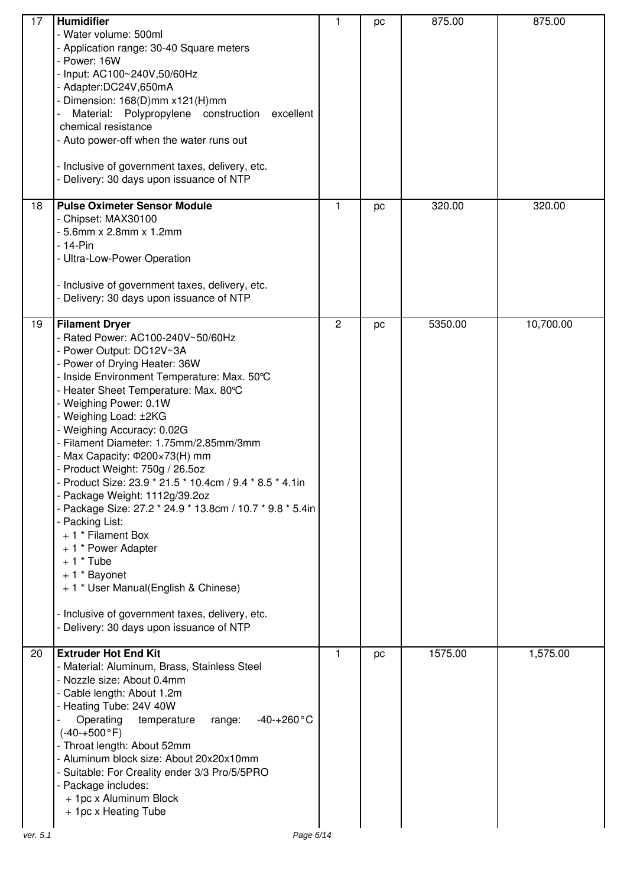| 17 | **Humidifier**<br>- Water volume: 500ml<br>- Application range: 30-40 Square meters<br>- Power: 16W<br>- Input: AC100~240V,50/60Hz<br>- Adapter:DC24V,650mA<br>- Dimension: 168(D)mm x121(H)mm<br>- Material: Polypropylene construction excellent chemical resistance<br>- Auto power-off when the water runs out<br><br>- Inclusive of government taxes, delivery, etc.<br>- Delivery: 30 days upon issuance of NTP | 1 | pc | 875.00 | 875.00 |
|---|---|---|---|---|---|
| 18 | **Pulse Oximeter Sensor Module**<br>- Chipset: MAX30100<br>- 5.6mm x 2.8mm x 1.2mm<br>- 14-Pin<br>- Ultra-Low-Power Operation<br><br>- Inclusive of government taxes, delivery, etc.<br>- Delivery: 30 days upon issuance of NTP | 1 | pc | 320.00 | 320.00 |
| 19 | **Filament Dryer**<br>- Rated Power: AC100-240V~50/60Hz<br>- Power Output: DC12V~3A<br>- Power of Drying Heater: 36W<br>- Inside Environment Temperature: Max. 50℃<br>- Heater Sheet Temperature: Max. 80℃<br>- Weighing Power: 0.1W<br>- Weighing Load: ±2KG<br>- Weighing Accuracy: 0.02G<br>- Filament Diameter: 1.75mm/2.85mm/3mm<br>- Max Capacity: Φ200×73(H) mm<br>- Product Weight: 750g / 26.5oz<br>- Product Size: 23.9 * 21.5 * 10.4cm / 9.4 * 8.5 * 4.1in<br>- Package Weight: 1112g/39.2oz<br>- Package Size: 27.2 * 24.9 * 13.8cm / 10.7 * 9.8 * 5.4in<br>- Packing List:<br>+ 1 * Filament Box<br>+ 1 * Power Adapter<br>+ 1 * Tube<br>+ 1 * Bayonet<br>+ 1 * User Manual(English & Chinese)<br><br>- Inclusive of government taxes, delivery, etc.<br>- Delivery: 30 days upon issuance of NTP | 2 | pc | 5350.00 | 10,700.00 |
| 20 | **Extruder Hot End Kit**<br>- Material: Aluminum, Brass, Stainless Steel<br>- Nozzle size: About 0.4mm<br>- Cable length: About 1.2m<br>- Heating Tube: 24V 40W<br>- Operating temperature range: -40-+260°C (-40-+500°F)<br>- Throat length: About 52mm<br>- Aluminum block size: About 20x20x10mm<br>- Suitable: For Creality ender 3/3 Pro/5/5PRO<br>- Package includes:<br>+ 1pc x Aluminum Block<br>+ 1pc x Heating Tube | 1 | pc | 1575.00 | 1,575.00 |

ver. 5.1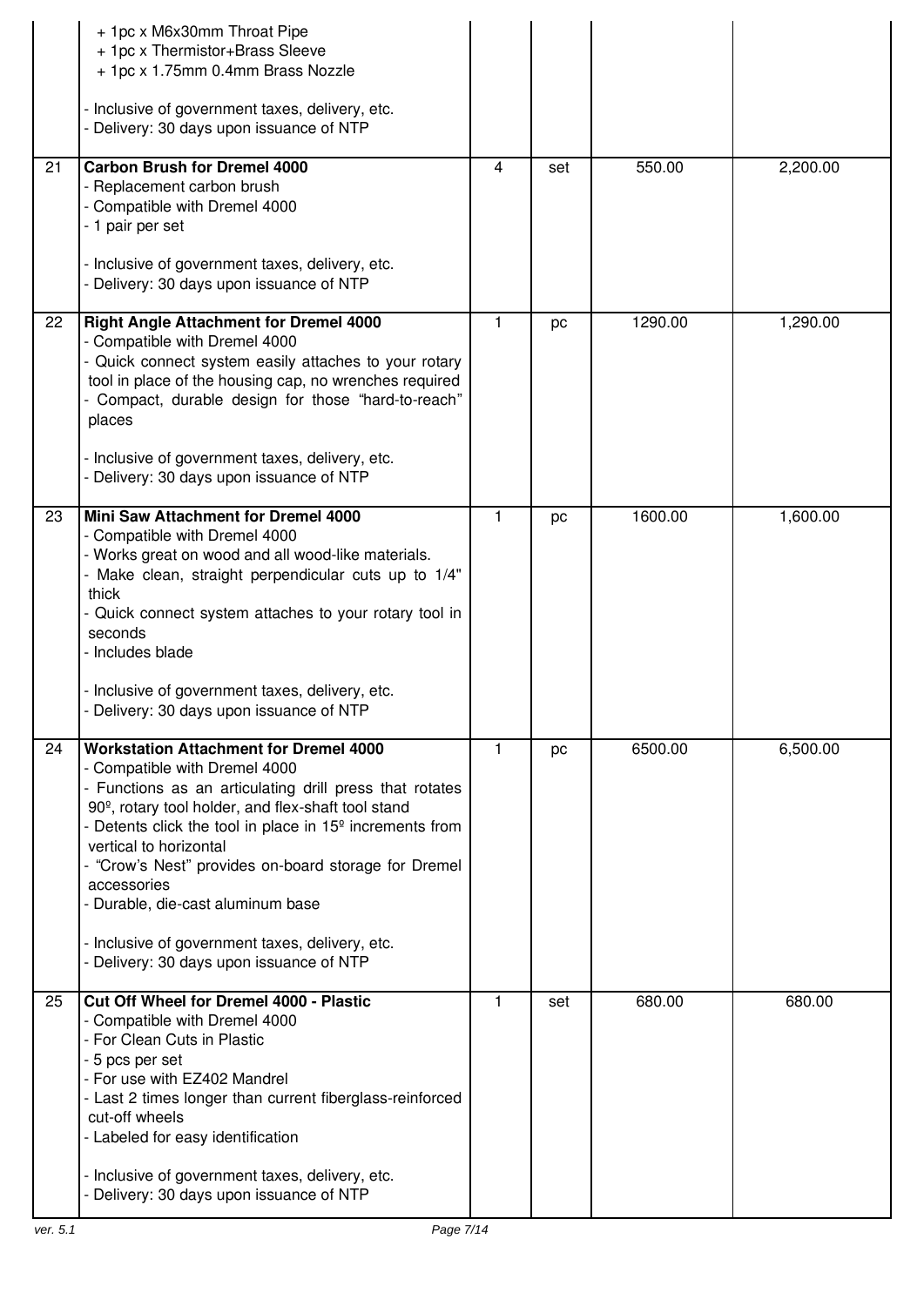| | | | | | |
|---|---|---|---|---|---|
| | + 1pc x M6x30mm Throat Pipe<br>+ 1pc x Thermistor+Brass Sleeve<br>+ 1pc x 1.75mm 0.4mm Brass Nozzle<br><br>- Inclusive of government taxes, delivery, etc.<br>- Delivery: 30 days upon issuance of NTP | | | | |
| 21 | **Carbon Brush for Dremel 4000**<br>- Replacement carbon brush<br>- Compatible with Dremel 4000<br>- 1 pair per set<br><br>- Inclusive of government taxes, delivery, etc.<br>- Delivery: 30 days upon issuance of NTP | 4 | set | 550.00 | 2,200.00 |
| 22 | **Right Angle Attachment for Dremel 4000**<br>- Compatible with Dremel 4000<br>- Quick connect system easily attaches to your rotary tool in place of the housing cap, no wrenches required<br>- Compact, durable design for those "hard-to-reach" places<br><br>- Inclusive of government taxes, delivery, etc.<br>- Delivery: 30 days upon issuance of NTP | 1 | pc | 1290.00 | 1,290.00 |
| 23 | **Mini Saw Attachment for Dremel 4000**<br>- Compatible with Dremel 4000<br>- Works great on wood and all wood-like materials.<br>- Make clean, straight perpendicular cuts up to 1/4" thick<br>- Quick connect system attaches to your rotary tool in seconds<br>- Includes blade<br><br>- Inclusive of government taxes, delivery, etc.<br>- Delivery: 30 days upon issuance of NTP | 1 | pc | 1600.00 | 1,600.00 |
| 24 | **Workstation Attachment for Dremel 4000**<br>- Compatible with Dremel 4000<br>- Functions as an articulating drill press that rotates 90º, rotary tool holder, and flex-shaft tool stand<br>- Detents click the tool in place in 15º increments from vertical to horizontal<br>- "Crow's Nest" provides on-board storage for Dremel accessories<br>- Durable, die-cast aluminum base<br><br>- Inclusive of government taxes, delivery, etc.<br>- Delivery: 30 days upon issuance of NTP | 1 | pc | 6500.00 | 6,500.00 |
| 25 | **Cut Off Wheel for Dremel 4000 - Plastic**<br>- Compatible with Dremel 4000<br>- For Clean Cuts in Plastic<br>- 5 pcs per set<br>- For use with EZ402 Mandrel<br>- Last 2 times longer than current fiberglass-reinforced cut-off wheels<br>- Labeled for easy identification<br><br>- Inclusive of government taxes, delivery, etc.<br>- Delivery: 30 days upon issuance of NTP | 1 | set | 680.00 | 680.00 |

ver. 5.1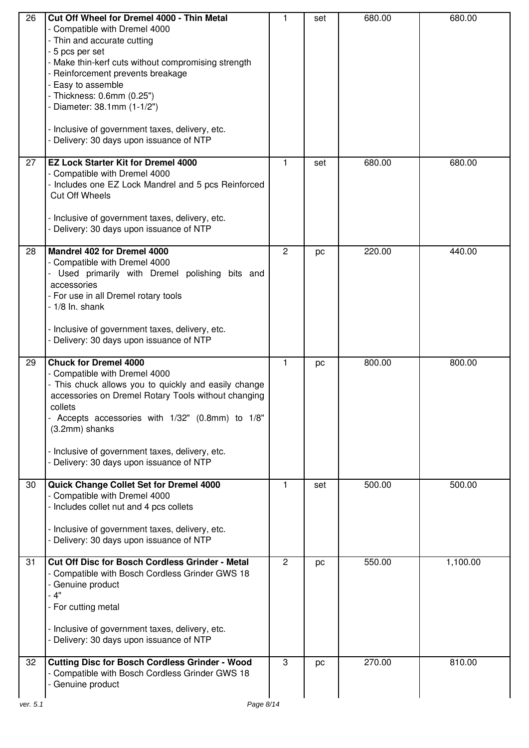| 26 | **Cut Off Wheel for Dremel 4000 - Thin Metal**<br>- Compatible with Dremel 4000<br>- Thin and accurate cutting<br>- 5 pcs per set<br>- Make thin-kerf cuts without compromising strength<br>- Reinforcement prevents breakage<br>- Easy to assemble<br>- Thickness: 0.6mm (0.25")<br>- Diameter: 38.1mm (1-1/2")<br><br>- Inclusive of government taxes, delivery, etc.<br>- Delivery: 30 days upon issuance of NTP | 1 | set | 680.00 | 680.00 |
|---|---|---|---|---|---|
| 27 | **EZ Lock Starter Kit for Dremel 4000**<br>- Compatible with Dremel 4000<br>- Includes one EZ Lock Mandrel and 5 pcs Reinforced Cut Off Wheels<br><br>- Inclusive of government taxes, delivery, etc.<br>- Delivery: 30 days upon issuance of NTP | 1 | set | 680.00 | 680.00 |
| 28 | **Mandrel 402 for Dremel 4000**<br>- Compatible with Dremel 4000<br>- Used primarily with Dremel polishing bits and accessories<br>- For use in all Dremel rotary tools<br>- 1/8 In. shank<br><br>- Inclusive of government taxes, delivery, etc.<br>- Delivery: 30 days upon issuance of NTP | 2 | pc | 220.00 | 440.00 |
| 29 | **Chuck for Dremel 4000**<br>- Compatible with Dremel 4000<br>- This chuck allows you to quickly and easily change accessories on Dremel Rotary Tools without changing collets<br>- Accepts accessories with 1/32" (0.8mm) to 1/8" (3.2mm) shanks<br><br>- Inclusive of government taxes, delivery, etc.<br>- Delivery: 30 days upon issuance of NTP | 1 | pc | 800.00 | 800.00 |
| 30 | **Quick Change Collet Set for Dremel 4000**<br>- Compatible with Dremel 4000<br>- Includes collet nut and 4 pcs collets<br><br>- Inclusive of government taxes, delivery, etc.<br>- Delivery: 30 days upon issuance of NTP | 1 | set | 500.00 | 500.00 |
| 31 | **Cut Off Disc for Bosch Cordless Grinder - Metal**<br>- Compatible with Bosch Cordless Grinder GWS 18<br>- Genuine product<br>- 4"<br>- For cutting metal<br><br>- Inclusive of government taxes, delivery, etc.<br>- Delivery: 30 days upon issuance of NTP | 2 | pc | 550.00 | 1,100.00 |
| 32 | **Cutting Disc for Bosch Cordless Grinder - Wood**<br>- Compatible with Bosch Cordless Grinder GWS 18<br>- Genuine product | 3 | pc | 270.00 | 810.00 |

ver. 5.1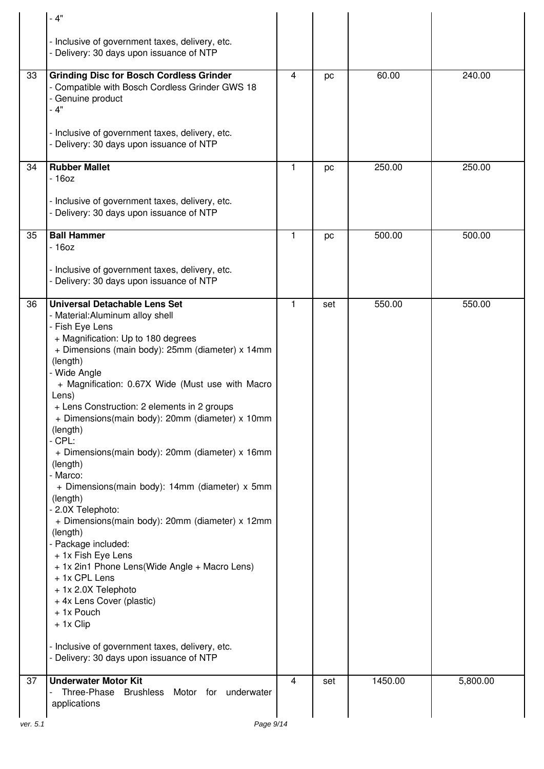| | | | | | |
|---|---|---|---|---|---|
| | - 4"<br><br>- Inclusive of government taxes, delivery, etc.<br>- Delivery: 30 days upon issuance of NTP | | | | |
| 33 | **Grinding Disc for Bosch Cordless Grinder**<br>- Compatible with Bosch Cordless Grinder GWS 18<br>- Genuine product<br>- 4"<br><br>- Inclusive of government taxes, delivery, etc.<br>- Delivery: 30 days upon issuance of NTP | 4 | pc | 60.00 | 240.00 |
| 34 | **Rubber Mallet**<br>- 16oz<br><br>- Inclusive of government taxes, delivery, etc.<br>- Delivery: 30 days upon issuance of NTP | 1 | pc | 250.00 | 250.00 |
| 35 | **Ball Hammer**<br>- 16oz<br><br>- Inclusive of government taxes, delivery, etc.<br>- Delivery: 30 days upon issuance of NTP | 1 | pc | 500.00 | 500.00 |
| 36 | **Universal Detachable Lens Set**<br>- Material:Aluminum alloy shell<br>- Fish Eye Lens<br>+ Magnification: Up to 180 degrees<br>+ Dimensions (main body): 25mm (diameter) x 14mm (length)<br>- Wide Angle<br>+ Magnification: 0.67X Wide (Must use with Macro Lens)<br>+ Lens Construction: 2 elements in 2 groups<br>+ Dimensions(main body): 20mm (diameter) x 10mm (length)<br>- CPL:<br>+ Dimensions(main body): 20mm (diameter) x 16mm (length)<br>- Marco:<br>+ Dimensions(main body): 14mm (diameter) x 5mm (length)<br>- 2.0X Telephoto:<br>+ Dimensions(main body): 20mm (diameter) x 12mm (length)<br>- Package included:<br>+ 1x Fish Eye Lens<br>+ 1x 2in1 Phone Lens(Wide Angle + Macro Lens)<br>+ 1x CPL Lens<br>+ 1x 2.0X Telephoto<br>+ 4x Lens Cover (plastic)<br>+ 1x Pouch<br>+ 1x Clip<br><br>- Inclusive of government taxes, delivery, etc.<br>- Delivery: 30 days upon issuance of NTP | 1 | set | 550.00 | 550.00 |
| 37 | **Underwater Motor Kit**<br>- Three-Phase Brushless Motor for underwater applications | 4 | set | 1450.00 | 5,800.00 |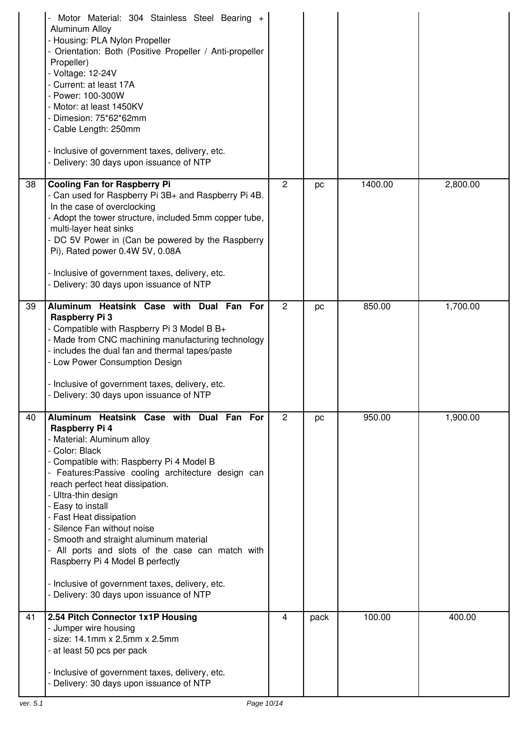| | | | | | |
|---|---|---|---|---|---|
| | - Motor Material: 304 Stainless Steel Bearing + Aluminum Alloy<br>- Housing: PLA Nylon Propeller<br>- Orientation: Both (Positive Propeller / Anti-propeller Propeller)<br>- Voltage: 12-24V<br>- Current: at least 17A<br>- Power: 100-300W<br>- Motor: at least 1450KV<br>- Dimesion: 75*62*62mm<br>- Cable Length: 250mm<br><br>- Inclusive of government taxes, delivery, etc.<br>- Delivery: 30 days upon issuance of NTP | | | | |
| 38 | **Cooling Fan for Raspberry Pi**<br>- Can used for Raspberry Pi 3B+ and Raspberry Pi 4B. In the case of overclocking<br>- Adopt the tower structure, included 5mm copper tube, multi-layer heat sinks<br>- DC 5V Power in (Can be powered by the Raspberry Pi), Rated power 0.4W 5V, 0.08A<br><br>- Inclusive of government taxes, delivery, etc.<br>- Delivery: 30 days upon issuance of NTP | 2 | pc | 1400.00 | 2,800.00 |
| 39 | **Aluminum Heatsink Case with Dual Fan For Raspberry Pi 3**<br>- Compatible with Raspberry Pi 3 Model B B+<br>- Made from CNC machining manufacturing technology<br>- includes the dual fan and thermal tapes/paste<br>- Low Power Consumption Design<br><br>- Inclusive of government taxes, delivery, etc.<br>- Delivery: 30 days upon issuance of NTP | 2 | pc | 850.00 | 1,700.00 |
| 40 | **Aluminum Heatsink Case with Dual Fan For Raspberry Pi 4**<br>- Material: Aluminum alloy<br>- Color: Black<br>- Compatible with: Raspberry Pi 4 Model B<br>- Features:Passive cooling architecture design can reach perfect heat dissipation.<br>- Ultra-thin design<br>- Easy to install<br>- Fast Heat dissipation<br>- Silence Fan without noise<br>- Smooth and straight aluminum material<br>- All ports and slots of the case can match with Raspberry Pi 4 Model B perfectly<br><br>- Inclusive of government taxes, delivery, etc.<br>- Delivery: 30 days upon issuance of NTP | 2 | pc | 950.00 | 1,900.00 |
| 41 | **2.54 Pitch Connector 1x1P Housing**<br>- Jumper wire housing<br>- size: 14.1mm x 2.5mm x 2.5mm<br>- at least 50 pcs per pack<br><br>- Inclusive of government taxes, delivery, etc.<br>- Delivery: 30 days upon issuance of NTP | 4 | pack | 100.00 | 400.00 |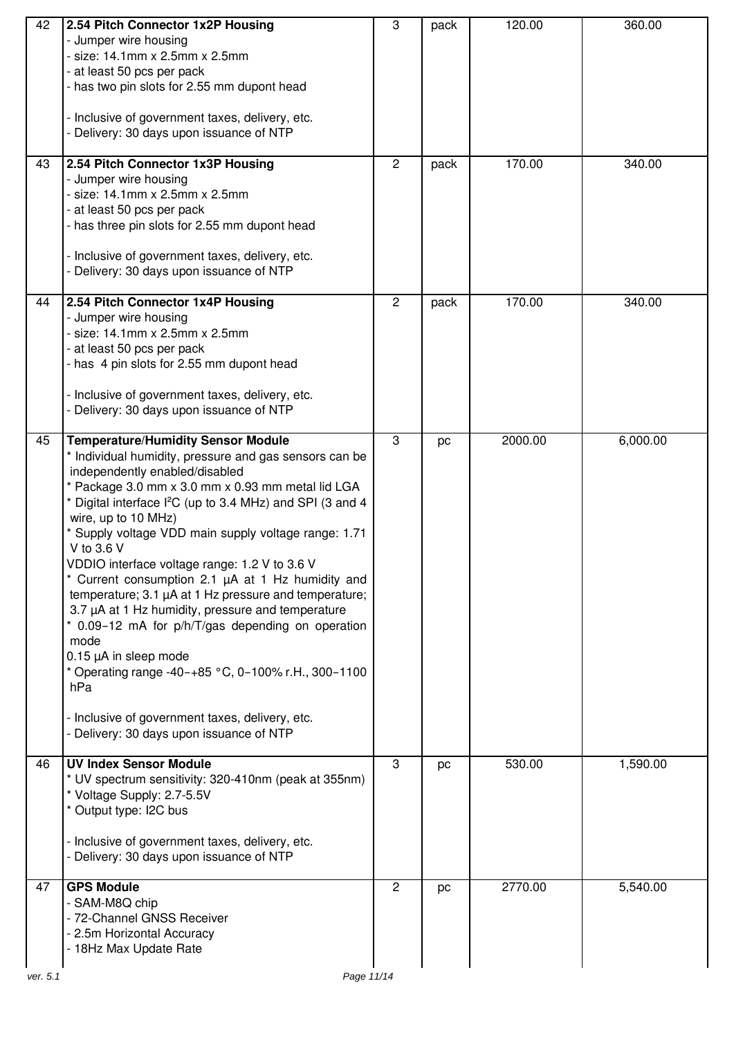| 42 | **2.54 Pitch Connector 1x2P Housing**<br>- Jumper wire housing<br>- size: 14.1mm x 2.5mm x 2.5mm<br>- at least 50 pcs per pack<br>- has two pin slots for 2.55 mm dupont head<br><br>- Inclusive of government taxes, delivery, etc.<br>- Delivery: 30 days upon issuance of NTP | 3 | pack | 120.00 | 360.00 |
|---|---|---|---|---|---|
| 43 | **2.54 Pitch Connector 1x3P Housing**<br>- Jumper wire housing<br>- size: 14.1mm x 2.5mm x 2.5mm<br>- at least 50 pcs per pack<br>- has three pin slots for 2.55 mm dupont head<br><br>- Inclusive of government taxes, delivery, etc.<br>- Delivery: 30 days upon issuance of NTP | 2 | pack | 170.00 | 340.00 |
| 44 | **2.54 Pitch Connector 1x4P Housing**<br>- Jumper wire housing<br>- size: 14.1mm x 2.5mm x 2.5mm<br>- at least 50 pcs per pack<br>- has 4 pin slots for 2.55 mm dupont head<br><br>- Inclusive of government taxes, delivery, etc.<br>- Delivery: 30 days upon issuance of NTP | 2 | pack | 170.00 | 340.00 |
| 45 | **Temperature/Humidity Sensor Module**<br>* Individual humidity, pressure and gas sensors can be independently enabled/disabled<br>* Package 3.0 mm x 3.0 mm x 0.93 mm metal lid LGA<br>* Digital interface I²C (up to 3.4 MHz) and SPI (3 and 4 wire, up to 10 MHz)<br>* Supply voltage VDD main supply voltage range: 1.71 V to 3.6 V<br>VDDIO interface voltage range: 1.2 V to 3.6 V<br>* Current consumption 2.1 µA at 1 Hz humidity and temperature; 3.1 µA at 1 Hz pressure and temperature; 3.7 µA at 1 Hz humidity, pressure and temperature<br>* 0.09–12 mA for p/h/T/gas depending on operation mode<br>0.15 µA in sleep mode<br>* Operating range -40–+85 °C, 0–100% r.H., 300–1100 hPa<br><br>- Inclusive of government taxes, delivery, etc.<br>- Delivery: 30 days upon issuance of NTP | 3 | pc | 2000.00 | 6,000.00 |
| 46 | **UV Index Sensor Module**<br>* UV spectrum sensitivity: 320-410nm (peak at 355nm)<br>* Voltage Supply: 2.7-5.5V<br>* Output type: I2C bus<br><br>- Inclusive of government taxes, delivery, etc.<br>- Delivery: 30 days upon issuance of NTP | 3 | pc | 530.00 | 1,590.00 |
| 47 | **GPS Module**<br>- SAM-M8Q chip<br>- 72-Channel GNSS Receiver<br>- 2.5m Horizontal Accuracy<br>- 18Hz Max Update Rate | 2 | pc | 2770.00 | 5,540.00 |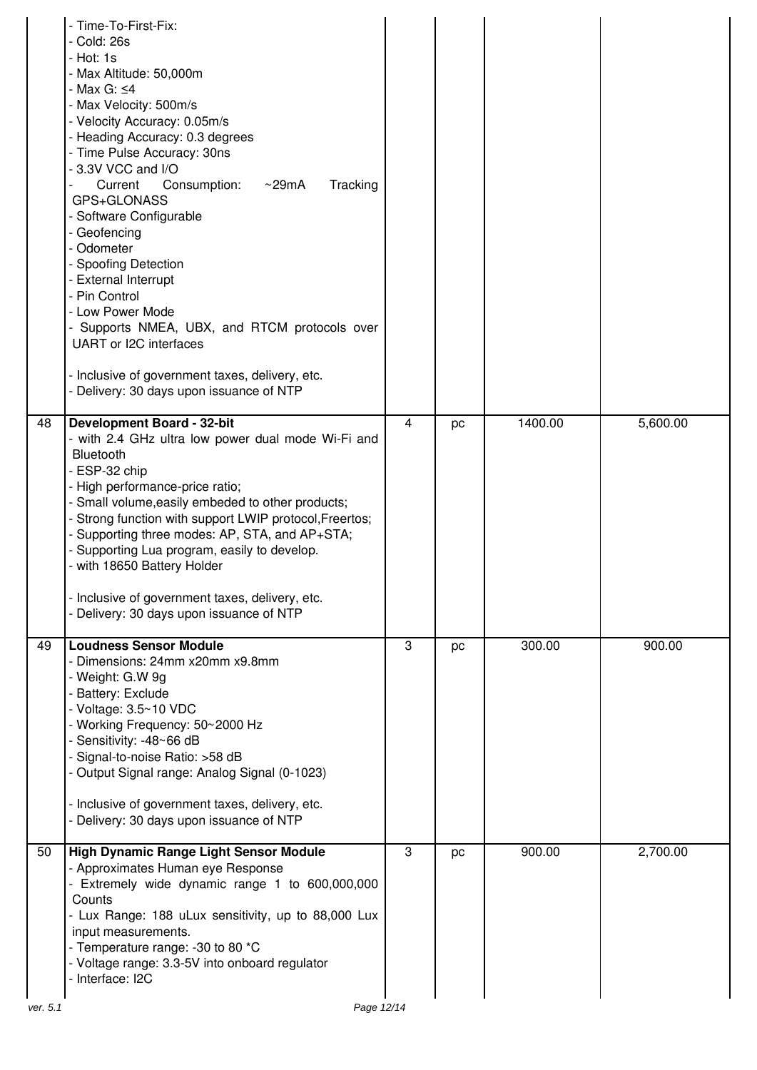| | | | | | |
|---|---|---|---|---|---|
| | - Time-To-First-Fix:<br>- Cold: 26s<br>- Hot: 1s<br>- Max Altitude: 50,000m<br>- Max G: ≤4<br>- Max Velocity: 500m/s<br>- Velocity Accuracy: 0.05m/s<br>- Heading Accuracy: 0.3 degrees<br>- Time Pulse Accuracy: 30ns<br>- 3.3V VCC and I/O<br>- Current Consumption: ~29mA Tracking GPS+GLONASS<br>- Software Configurable<br>- Geofencing<br>- Odometer<br>- Spoofing Detection<br>- External Interrupt<br>- Pin Control<br>- Low Power Mode<br>- Supports NMEA, UBX, and RTCM protocols over UART or I2C interfaces<br><br>- Inclusive of government taxes, delivery, etc.<br>- Delivery: 30 days upon issuance of NTP | | | | |
| 48 | **Development Board - 32-bit**<br>- with 2.4 GHz ultra low power dual mode Wi-Fi and Bluetooth<br>- ESP-32 chip<br>- High performance-price ratio;<br>- Small volume,easily embeded to other products;<br>- Strong function with support LWIP protocol,Freertos;<br>- Supporting three modes: AP, STA, and AP+STA;<br>- Supporting Lua program, easily to develop.<br>- with 18650 Battery Holder<br><br>- Inclusive of government taxes, delivery, etc.<br>- Delivery: 30 days upon issuance of NTP | 4 | pc | 1400.00 | 5,600.00 |
| 49 | **Loudness Sensor Module**<br>- Dimensions: 24mm x20mm x9.8mm<br>- Weight: G.W 9g<br>- Battery: Exclude<br>- Voltage: 3.5~10 VDC<br>- Working Frequency: 50~2000 Hz<br>- Sensitivity: -48~66 dB<br>- Signal-to-noise Ratio: >58 dB<br>- Output Signal range: Analog Signal (0-1023)<br><br>- Inclusive of government taxes, delivery, etc.<br>- Delivery: 30 days upon issuance of NTP | 3 | pc | 300.00 | 900.00 |
| 50 | **High Dynamic Range Light Sensor Module**<br>- Approximates Human eye Response<br>- Extremely wide dynamic range 1 to 600,000,000 Counts<br>- Lux Range: 188 uLux sensitivity, up to 88,000 Lux input measurements.<br>- Temperature range: -30 to 80 *C<br>- Voltage range: 3.3-5V into onboard regulator<br>- Interface: I2C | 3 | pc | 900.00 | 2,700.00 |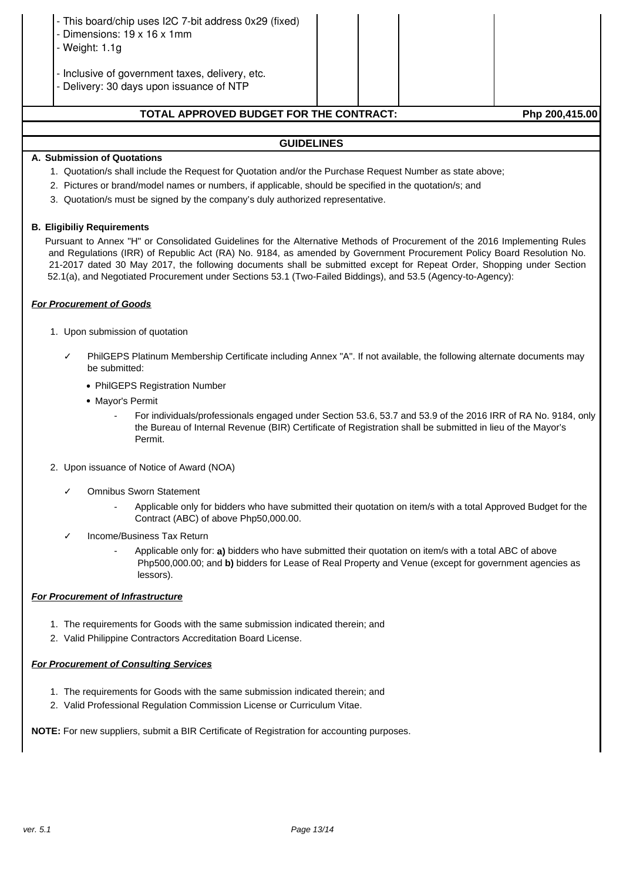| | | | | | |
|---|---|---|---|---|---|
| | - This board/chip uses I2C 7-bit address 0x29 (fixed)<br>- Dimensions: 19 x 16 x 1mm<br>- Weight: 1.1g<br><br>- Inclusive of government taxes, delivery, etc.<br>- Delivery: 30 days upon issuance of NTP | | | | |
| | **TOTAL APPROVED BUDGET FOR THE CONTRACT:** | | | | **Php 200,415.00** |

## GUIDELINES

**A. Submission of Quotations**

1. Quotation/s shall include the Request for Quotation and/or the Purchase Request Number as state above;
2. Pictures or brand/model names or numbers, if applicable, should be specified in the quotation/s; and
3. Quotation/s must be signed by the company's duly authorized representative.

**B. Eligibiliy Requirements**

Pursuant to Annex "H" or Consolidated Guidelines for the Alternative Methods of Procurement of the 2016 Implementing Rules and Regulations (IRR) of Republic Act (RA) No. 9184, as amended by Government Procurement Policy Board Resolution No. 21-2017 dated 30 May 2017, the following documents shall be submitted except for Repeat Order, Shopping under Section 52.1(a), and Negotiated Procurement under Sections 53.1 (Two-Failed Biddings), and 53.5 (Agency-to-Agency):

***For Procurement of Goods***

1. Upon submission of quotation
   - ✓ PhilGEPS Platinum Membership Certificate including Annex "A". If not available, the following alternate documents may be submitted:
     - PhilGEPS Registration Number
     - Mayor's Permit
       - For individuals/professionals engaged under Section 53.6, 53.7 and 53.9 of the 2016 IRR of RA No. 9184, only the Bureau of Internal Revenue (BIR) Certificate of Registration shall be submitted in lieu of the Mayor's Permit.
2. Upon issuance of Notice of Award (NOA)
   - ✓ Omnibus Sworn Statement
     - Applicable only for bidders who have submitted their quotation on item/s with a total Approved Budget for the Contract (ABC) of above Php50,000.00.
   - ✓ Income/Business Tax Return
     - Applicable only for: **a)** bidders who have submitted their quotation on item/s with a total ABC of above Php500,000.00; and **b)** bidders for Lease of Real Property and Venue (except for government agencies as lessors).

***For Procurement of Infrastructure***

1. The requirements for Goods with the same submission indicated therein; and
2. Valid Philippine Contractors Accreditation Board License.

***For Procurement of Consulting Services***

1. The requirements for Goods with the same submission indicated therein; and
2. Valid Professional Regulation Commission License or Curriculum Vitae.

**NOTE:** For new suppliers, submit a BIR Certificate of Registration for accounting purposes.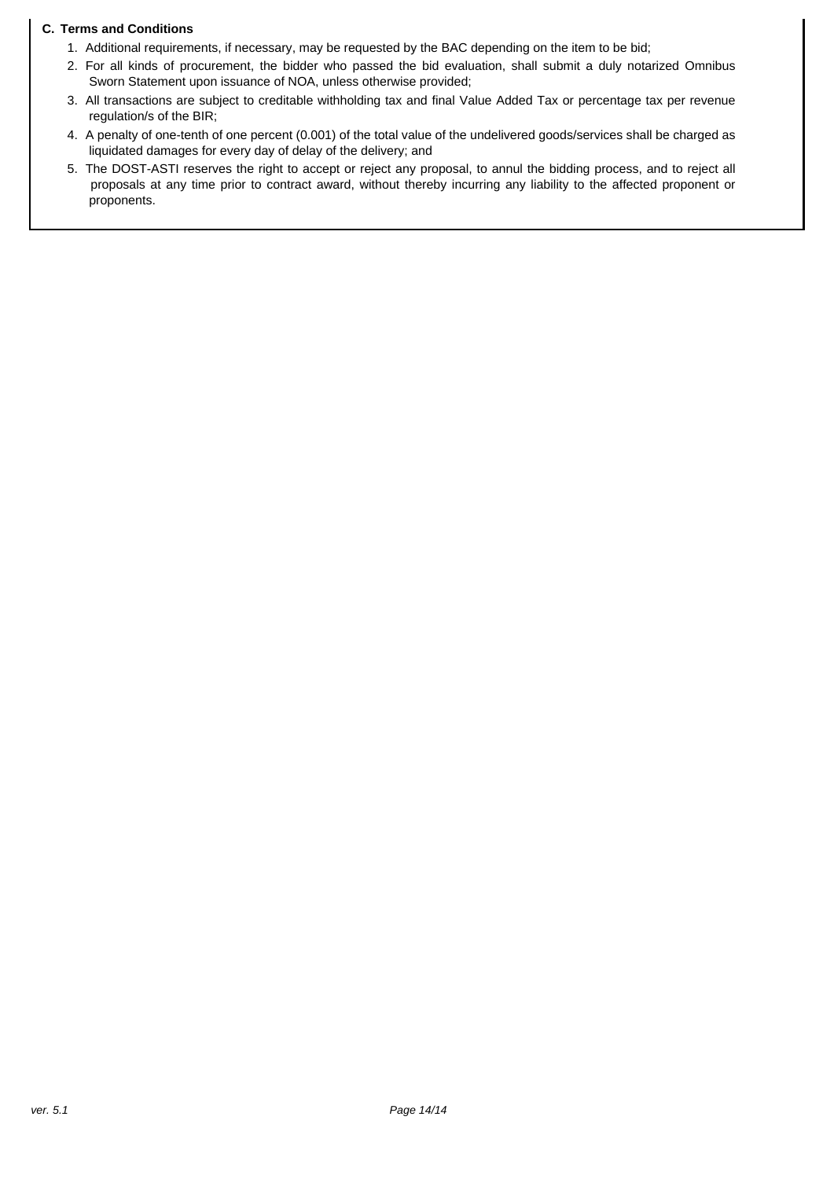**C. Terms and Conditions**

1. Additional requirements, if necessary, may be requested by the BAC depending on the item to be bid;
2. For all kinds of procurement, the bidder who passed the bid evaluation, shall submit a duly notarized Omnibus Sworn Statement upon issuance of NOA, unless otherwise provided;
3. All transactions are subject to creditable withholding tax and final Value Added Tax or percentage tax per revenue regulation/s of the BIR;
4. A penalty of one-tenth of one percent (0.001) of the total value of the undelivered goods/services shall be charged as liquidated damages for every day of delay of the delivery; and
5. The DOST-ASTI reserves the right to accept or reject any proposal, to annul the bidding process, and to reject all proposals at any time prior to contract award, without thereby incurring any liability to the affected proponent or proponents.